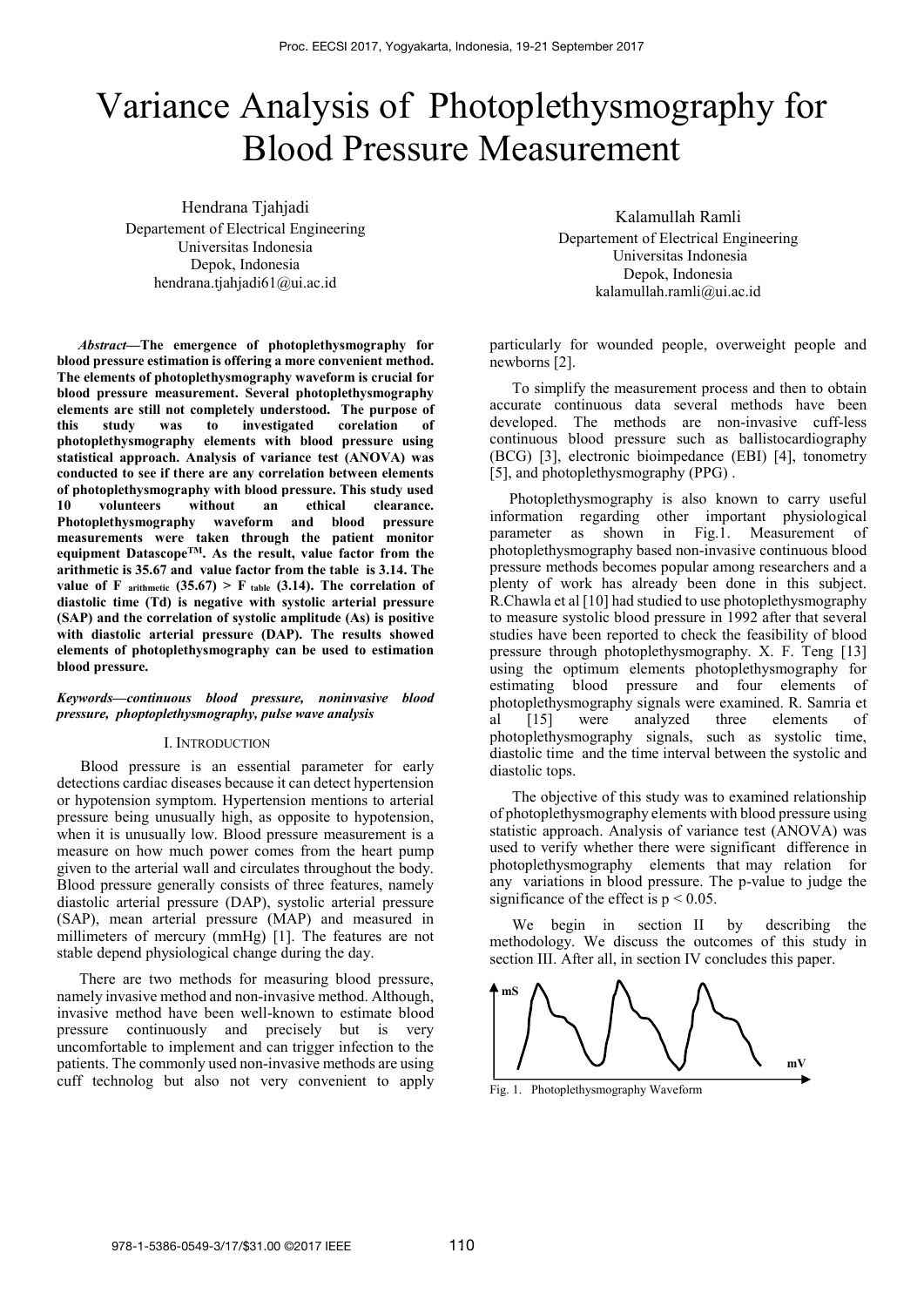# Variance Analysis of Photoplethysmography for Blood Pressure Measurement

Hendrana Tjahjadi
Departement of Electrical Engineering
Universitas Indonesia
Depok, Indonesia
hendrana.tjahjadi61@ui.ac.id

Kalamullah Ramli
Departement of Electrical Engineering
Universitas Indonesia
Depok, Indonesia
kalamullah.ramli@ui.ac.id

***Abstract*—The emergence of photoplethysmography for blood pressure estimation is offering a more convenient method. The elements of photoplethysmography waveform is crucial for blood pressure measurement. Several photoplethysmography elements are still not completely understood. The purpose of this study was to investigated corelation of photoplethysmography elements with blood pressure using statistical approach. Analysis of variance test (ANOVA) was conducted to see if there are any correlation between elements of photoplethysmography with blood pressure. This study used 10 volunteers without an ethical clearance. Photoplethysmography waveform and blood pressure measurements were taken through the patient monitor equipment Datascope[TM]. As the result, value factor from the arithmetic is 35.67 and value factor from the table is 3.14. The value of $F_{arithmetic}$ (35.67) > $F_{table}$ (3.14). The correlation of diastolic time (Td) is negative with systolic arterial pressure (SAP) and the correlation of systolic amplitude (As) is positive with diastolic arterial pressure (DAP). The results showed elements of photoplethysmography can be used to estimation blood pressure.**

***Keywords*—*continuous blood pressure, noninvasive blood pressure, phoptoplethysmography, pulse wave analysis***

## I. Introduction

Blood pressure is an essential parameter for early detections cardiac diseases because it can detect hypertension or hypotension symptom. Hypertension mentions to arterial pressure being unusually high, as opposite to hypotension, when it is unusually low. Blood pressure measurement is a measure on how much power comes from the heart pump given to the arterial wall and circulates throughout the body. Blood pressure generally consists of three features, namely diastolic arterial pressure (DAP), systolic arterial pressure (SAP), mean arterial pressure (MAP) and measured in millimeters of mercury (mmHg) [1]. The features are not stable depend physiological change during the day.

There are two methods for measuring blood pressure, namely invasive method and non-invasive method. Although, invasive method have been well-known to estimate blood pressure continuously and precisely but is very uncomfortable to implement and can trigger infection to the patients. The commonly used non-invasive methods are using cuff technolog but also not very convenient to apply particularly for wounded people, overweight people and newborns [2].

To simplify the measurement process and then to obtain accurate continuous data several methods have been developed. The methods are non-invasive cuff-less continuous blood pressure such as ballistocardiography (BCG) [3], electronic bioimpedance (EBI) [4], tonometry [5], and photoplethysmography (PPG) .

Photoplethysmography is also known to carry useful information regarding other important physiological parameter as shown in Fig.1. Measurement of photoplethysmography based non-invasive continuous blood pressure methods becomes popular among researchers and a plenty of work has already been done in this subject. R.Chawla et al [10] had studied to use photoplethysmography to measure systolic blood pressure in 1992 after that several studies have been reported to check the feasibility of blood pressure through photoplethysmography. X. F. Teng [13] using the optimum elements photoplethysmography for estimating blood pressure and four elements of photoplethysmography signals were examined. R. Samria et al [15] were analyzed three elements of photoplethysmography signals, such as systolic time, diastolic time and the time interval between the systolic and diastolic tops.

The objective of this study was to examined relationship of photoplethysmography elements with blood pressure using statistic approach. Analysis of variance test (ANOVA) was used to verify whether there were significant difference in photoplethysmography elements that may relation for any variations in blood pressure. The p-value to judge the significance of the effect is $p < 0.05$.

We begin in section II by describing the methodology. We discuss the outcomes of this study in section III. After all, in section IV concludes this paper.

Fig. 1. Photoplethysmography Waveform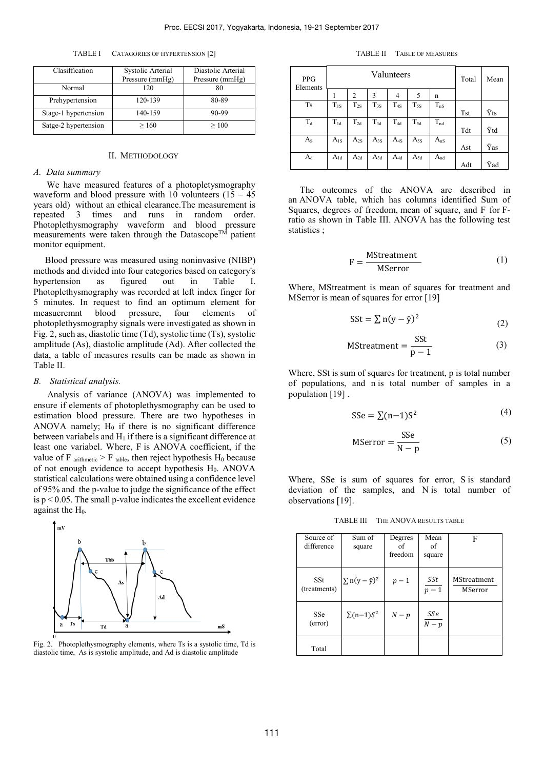TABLE I CATAGORIES OF HYPERTENSION [2]

| Clasiffication | Systolic Arterial Pressure (mmHg) | Diastolic Arterial Pressure (mmHg) |
|---|---|---|
| Normal | 120 | 80 |
| Prehypertension | 120-139 | 80-89 |
| Stage-1 hypertension | 140-159 | 90-99 |
| Satge-2 hypertension | ≥ 160 | ≥ 100 |

## II. METHODOLOGY

### A. Data summary

We have measured features of a photopletysmography waveform and blood pressure with 10 volunteers (15 – 45 years old) without an ethical clearance.The measurement is repeated 3 times and runs in random order. Photoplethysmography waveform and blood pressure measurements were taken through the Datascope™ patient monitor equipment.

Blood pressure was measured using noninvasive (NIBP) methods and divided into four categories based on category's hypertension as figured out in Table I. Photoplethysmography was recorded at left index finger for 5 minutes. In request to find an optimum element for measueremnt blood pressure, four elements of photoplethysmography signals were investigated as shown in Fig. 2, such as, diastolic time (Td), systolic time (Ts), systolic amplitude (As), diastolic amplitude (Ad). After collected the data, a table of measures results can be made as shown in Table II.

### B. Statistical analysis.

Analysis of variance (ANOVA) was implemented to ensure if elements of photoplethysmography can be used to estimation blood pressure. There are two hypotheses in ANOVA namely; $H_0$ if there is no significant difference between variabels and $H_1$ if there is a significant difference at least one variabel. Where, F is ANOVA coefficient, if the value of $F_{arithmetic} > F_{table}$, then reject hypothesis $H_0$ because of not enough evidence to accept hypothesis $H_0$. ANOVA statistical calculations were obtained using a confidence level of 95% and the p-value to judge the significance of the effect is $p < 0.05$. The small p-value indicates the excellent evidence against the $H_0$.

Fig. 2. Photoplethysmography elements, where Ts is a systolic time, Td is diastolic time, As is systolic amplitude, and Ad is diastolic amplitude

TABLE II TABLE OF MEASURES

| PPG Elements | Valunteers | | | | | | Total | Mean |
|---|---|---|---|---|---|---|---|---|
| | 1 | 2 | 3 | 4 | 5 | n | | |
| Ts | $T_{1S}$ | $T_{2S}$ | $T_{3S}$ | $T_{4S}$ | $T_{5S}$ | $T_{nS}$ | Tst | $\bar{Y}$ts |
| $T_d$ | $T_{1d}$ | $T_{2d}$ | $T_{3d}$ | $T_{4d}$ | $T_{5d}$ | $T_{nd}$ | Tdt | $\bar{Y}$td |
| $A_S$ | $A_{1S}$ | $A_{2S}$ | $A_{3S}$ | $A_{4S}$ | $A_{5S}$ | $A_{nS}$ | Ast | $\bar{Y}$as |
| $A_d$ | $A_{1d}$ | $A_{2d}$ | $A_{3d}$ | $A_{4d}$ | $A_{5d}$ | $A_{nd}$ | Adt | $\bar{Y}$ad |

The outcomes of the ANOVA are described in an ANOVA table, which has columns identified Sum of Squares, degrees of freedom, mean of square, and F for F-ratio as shown in Table III. ANOVA has the following test statistics ;

$$F = \frac{\text{MStreatment}}{\text{MSerror}} \tag{1}$$

Where, MStreatment is mean of squares for treatment and MSerror is mean of squares for error [19]

$$\text{SSt} = \sum n(y - \bar{y})^2 \tag{2}$$

$$\text{MStreatment} = \frac{\text{SSt}}{p - 1} \tag{3}$$

Where, SSt is sum of squares for treatment, p is total number of populations, and n is total number of samples in a population [19] .

$$\text{SSe} = \sum (n-1)S^2 \tag{4}$$

$$\text{MSerror} = \frac{\text{SSe}}{N - p} \tag{5}$$

Where, SSe is sum of squares for error, S is standard deviation of the samples, and N is total number of observations [19].

TABLE III THE ANOVA RESULTS TABLE

| Source of difference | Sum of square | Degrres of freedom | Mean of square | F |
|---|---|---|---|---|
| SSt (treatments) | $\sum n(y - \bar{y})^2$ | $p - 1$ | $\frac{SSt}{p-1}$ | $\frac{\text{MStreatment}}{\text{MSerror}}$ |
| SSe (error) | $\sum (n-1)S^2$ | $N - p$ | $\frac{SSe}{N-p}$ | |
| Total | | | | |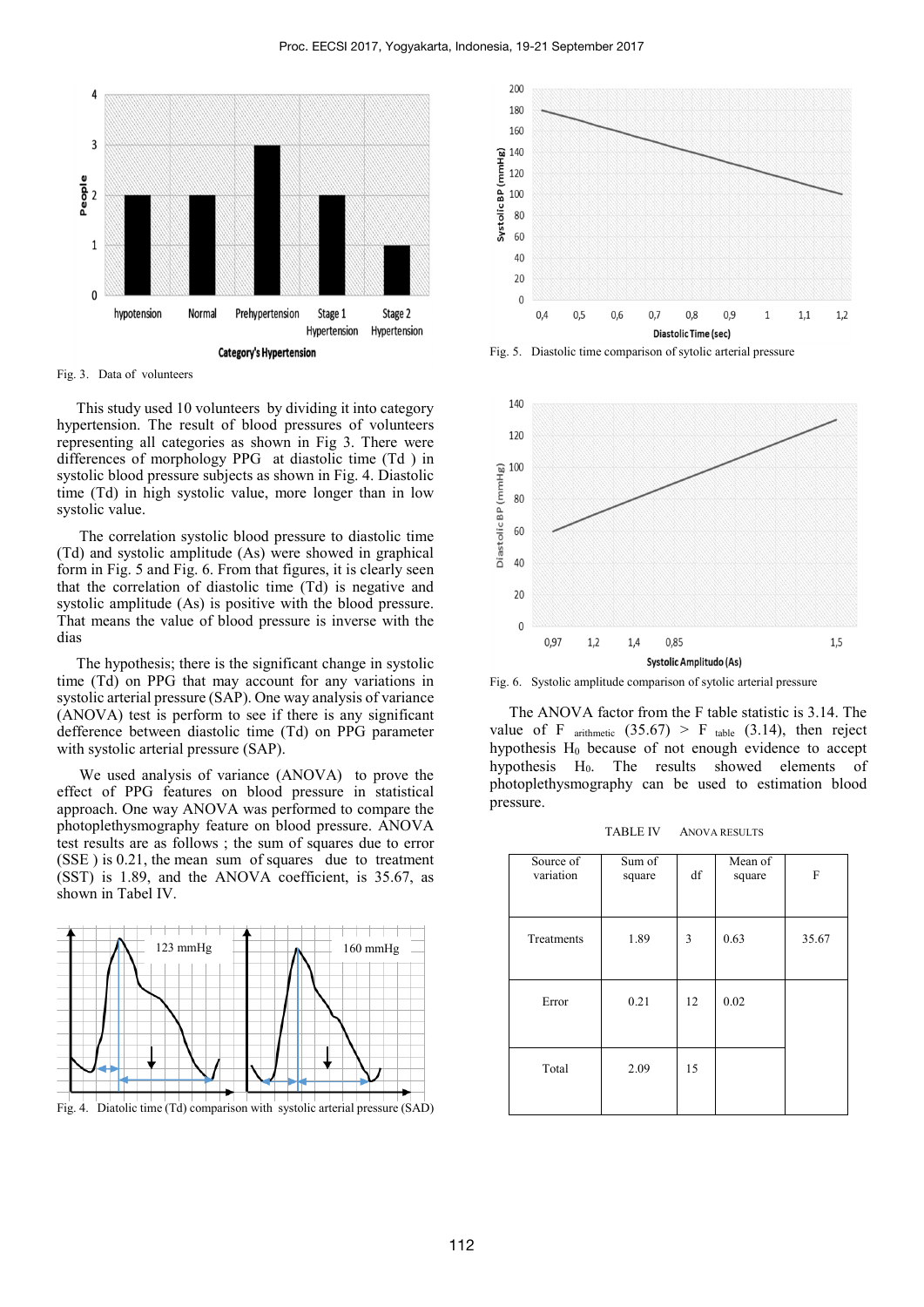Fig. 3. Data of volunteers

This study used 10 volunteers by dividing it into category hypertension. The result of blood pressures of volunteers representing all categories as shown in Fig 3. There were differences of morphology PPG at diastolic time (Td ) in systolic blood pressure subjects as shown in Fig. 4. Diastolic time (Td) in high systolic value, more longer than in low systolic value.

The correlation systolic blood pressure to diastolic time (Td) and systolic amplitude (As) were showed in graphical form in Fig. 5 and Fig. 6. From that figures, it is clearly seen that the correlation of diastolic time (Td) is negative and systolic amplitude (As) is positive with the blood pressure. That means the value of blood pressure is inverse with the dias

The hypothesis; there is the significant change in systolic time (Td) on PPG that may account for any variations in systolic arterial pressure (SAP). One way analysis of variance (ANOVA) test is perform to see if there is any significant defference between diastolic time (Td) on PPG parameter with systolic arterial pressure (SAP).

We used analysis of variance (ANOVA) to prove the effect of PPG features on blood pressure in statistical approach. One way ANOVA was performed to compare the photoplethysmography feature on blood pressure. ANOVA test results are as follows ; the sum of squares due to error (SSE ) is 0.21, the mean sum of squares due to treatment (SST) is 1.89, and the ANOVA coefficient, is 35.67, as shown in Tabel IV.

Fig. 4. Diatolic time (Td) comparison with systolic arterial pressure (SAD)

Fig. 5. Diastolic time comparison of sytolic arterial pressure

Fig. 6. Systolic amplitude comparison of sytolic arterial pressure

The ANOVA factor from the F table statistic is 3.14. The value of $F_{arithmetic}$ (35.67) > $F_{table}$ (3.14), then reject hypothesis $H_0$ because of not enough evidence to accept hypothesis $H_0$. The results showed elements of photoplethysmography can be used to estimation blood pressure.

TABLE IV ANOVA RESULTS

| Source of variation | Sum of square | df | Mean of square | F |
|---|---|---|---|---|
| Treatments | 1.89 | 3 | 0.63 | 35.67 |
| Error | 0.21 | 12 | 0.02 | |
| Total | 2.09 | 15 | | |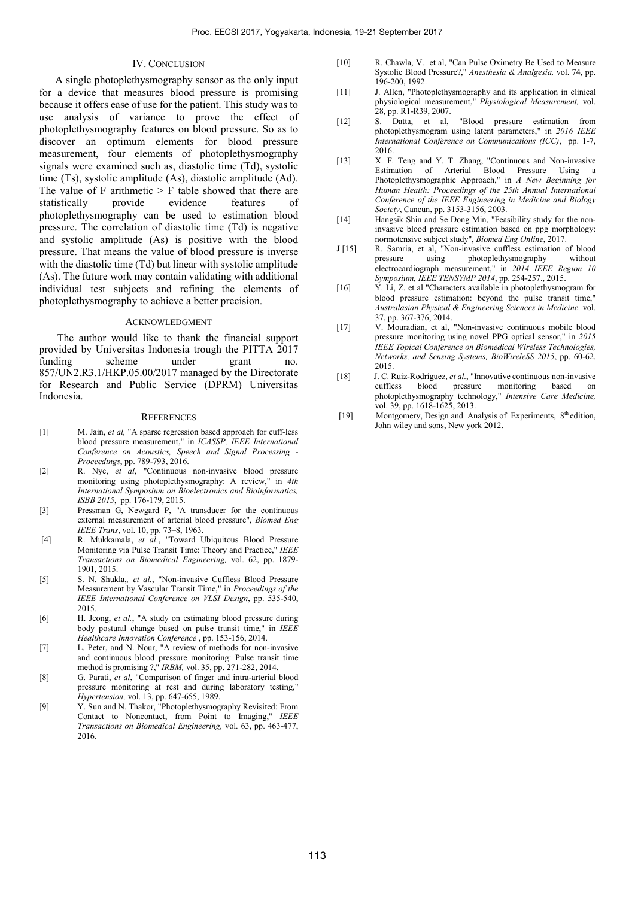## IV. Conclusion

A single photoplethysmography sensor as the only input for a device that measures blood pressure is promising because it offers ease of use for the patient. This study was to use analysis of variance to prove the effect of photoplethysmography features on blood pressure. So as to discover an optimum elements for blood pressure measurement, four elements of photoplethysmography signals were examined such as, diastolic time (Td), systolic time (Ts), systolic amplitude (As), diastolic amplitude (Ad). The value of F arithmetic > F table showed that there are statistically provide evidence features of photoplethysmography can be used to estimation blood pressure. The correlation of diastolic time (Td) is negative and systolic amplitude (As) is positive with the blood pressure. That means the value of blood pressure is inverse with the diastolic time (Td) but linear with systolic amplitude (As). The future work may contain validating with additional individual test subjects and refining the elements of photoplethysmography to achieve a better precision.

## Acknowledgment

The author would like to thank the financial support provided by Universitas Indonesia trough the PITTA 2017 funding scheme under grant no. 857/UN2.R3.1/HKP.05.00/2017 managed by the Directorate for Research and Public Service (DPRM) Universitas Indonesia.

## References

[1] M. Jain, *et al,* "A sparse regression based approach for cuff-less blood pressure measurement," in *ICASSP, IEEE International Conference on Acoustics, Speech and Signal Processing - Proceedings*, pp. 789-793, 2016.

[2] R. Nye, *et al*, "Continuous non-invasive blood pressure monitoring using photoplethysmography: A review," in *4th International Symposium on Bioelectronics and Bioinformatics, ISBB 2015*, pp. 176-179, 2015.

[3] Pressman G, Newgard P, "A transducer for the continuous external measurement of arterial blood pressure", *Biomed Eng IEEE Trans*, vol. 10, pp. 73–8, 1963.

[4] R. Mukkamala, *et al.*, "Toward Ubiquitous Blood Pressure Monitoring via Pulse Transit Time: Theory and Practice," *IEEE Transactions on Biomedical Engineering,* vol. 62, pp. 1879-1901, 2015.

[5] S. N. Shukla,*, et al.*, "Non-invasive Cuffless Blood Pressure Measurement by Vascular Transit Time," in *Proceedings of the IEEE International Conference on VLSI Design*, pp. 535-540, 2015.

[6] H. Jeong, *et al.*, "A study on estimating blood pressure during body postural change based on pulse transit time," in *IEEE Healthcare Innovation Conference* , pp. 153-156, 2014.

[7] L. Peter, and N. Nour, "A review of methods for non-invasive and continuous blood pressure monitoring: Pulse transit time method is promising ?," *IRBM,* vol. 35, pp. 271-282, 2014.

[8] G. Parati, *et al*, "Comparison of finger and intra-arterial blood pressure monitoring at rest and during laboratory testing," *Hypertension,* vol. 13, pp. 647-655, 1989.

[9] Y. Sun and N. Thakor, "Photoplethysmography Revisited: From Contact to Noncontact, from Point to Imaging," *IEEE Transactions on Biomedical Engineering,* vol. 63, pp. 463-477, 2016.

[10] R. Chawla, V. et al, "Can Pulse Oximetry Be Used to Measure Systolic Blood Pressure?," *Anesthesia & Analgesia,* vol. 74, pp. 196-200, 1992.

[11] J. Allen, "Photoplethysmography and its application in clinical physiological measurement," *Physiological Measurement,* vol. 28, pp. R1-R39, 2007.

[12] S. Datta, et al, "Blood pressure estimation from photoplethysmogram using latent parameters," in *2016 IEEE International Conference on Communications (ICC)*, pp. 1-7, 2016.

[13] X. F. Teng and Y. T. Zhang, "Continuous and Non-invasive Estimation of Arterial Blood Pressure Using a Photoplethysmographic Approach," in *A New Beginning for Human Health: Proceedings of the 25th Annual International Conference of the IEEE Engineering in Medicine and Biology Society*, Cancun, pp. 3153-3156, 2003.

[14] Hangsik Shin and Se Dong Min, "Feasibility study for the non-invasive blood pressure estimation based on ppg morphology: normotensive subject study", *Biomed Eng Online*, 2017.

J [15] R. Samria, et al, "Non-invasive cuffless estimation of blood pressure using photoplethysmography without electrocardiograph measurement," in *2014 IEEE Region 10 Symposium, IEEE TENSYMP 2014*, pp. 254-257., 2015.

[16] Y. Li, Z. et al "Characters available in photoplethysmogram for blood pressure estimation: beyond the pulse transit time," *Australasian Physical & Engineering Sciences in Medicine,* vol. 37, pp. 367-376, 2014.

[17] V. Mouradian, et al, "Non-invasive continuous mobile blood pressure monitoring using novel PPG optical sensor," in *2015 IEEE Topical Conference on Biomedical Wireless Technologies, Networks, and Sensing Systems, BioWireleSS 2015*, pp. 60-62. 2015.

[18] J. C. Ruiz-Rodríguez, *et al.*, "Innovative continuous non-invasive cuffless blood pressure monitoring based on photoplethysmography technology," *Intensive Care Medicine,* vol. 39, pp. 1618-1625, 2013.

[19] Montgomery, Design and Analysis of Experiments, 8th edition, John wiley and sons, New york 2012.